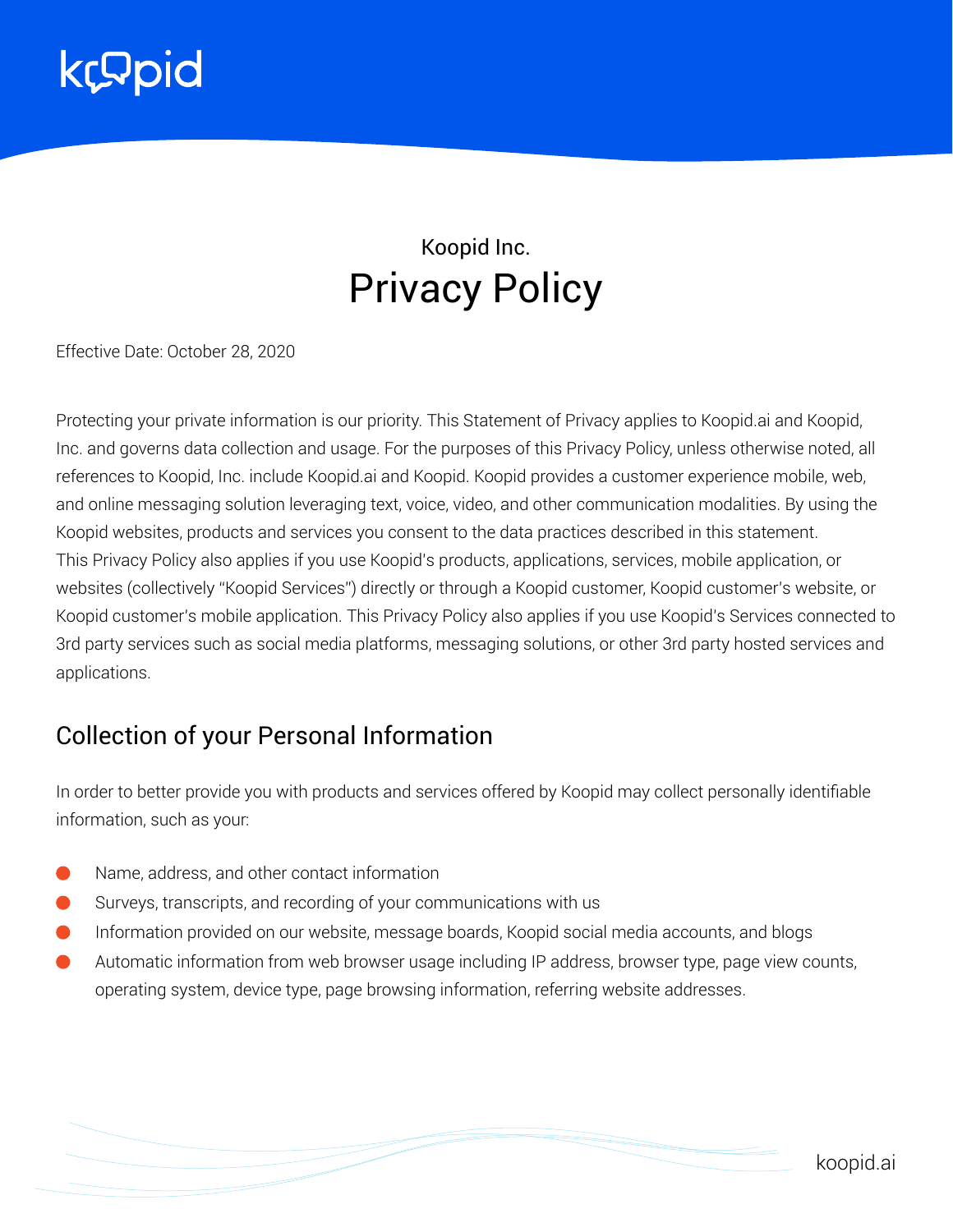Koopid Inc.

# Privacy Policy

Effective Date: October 28, 2020

Protecting your private information is our priority. This Statement of Privacy applies to Koopid.ai and Koopid, Inc. and governs data collection and usage. For the purposes of this Privacy Policy, unless otherwise noted, all references to Koopid, Inc. include Koopid.ai and Koopid. Koopid provides a customer experience mobile, web, and online messaging solution leveraging text, voice, video, and other communication modalities. By using the Koopid websites, products and services you consent to the data practices described in this statement. This Privacy Policy also applies if you use Koopid's products, applications, services, mobile application, or websites (collectively "Koopid Services") directly or through a Koopid customer, Koopid customer's website, or Koopid customer's mobile application. This Privacy Policy also applies if you use Koopid's Services connected to 3rd party services such as social media platforms, messaging solutions, or other 3rd party hosted services and applications.

## Collection of your Personal Information

In order to better provide you with products and services offered by Koopid may collect personally identifiable information, such as your:

- Name, address, and other contact information
- Surveys, transcripts, and recording of your communications with us
- Information provided on our website, message boards, Koopid social media accounts, and blogs
- Automatic information from web browser usage including IP address, browser type, page view counts, operating system, device type, page browsing information, referring website addresses.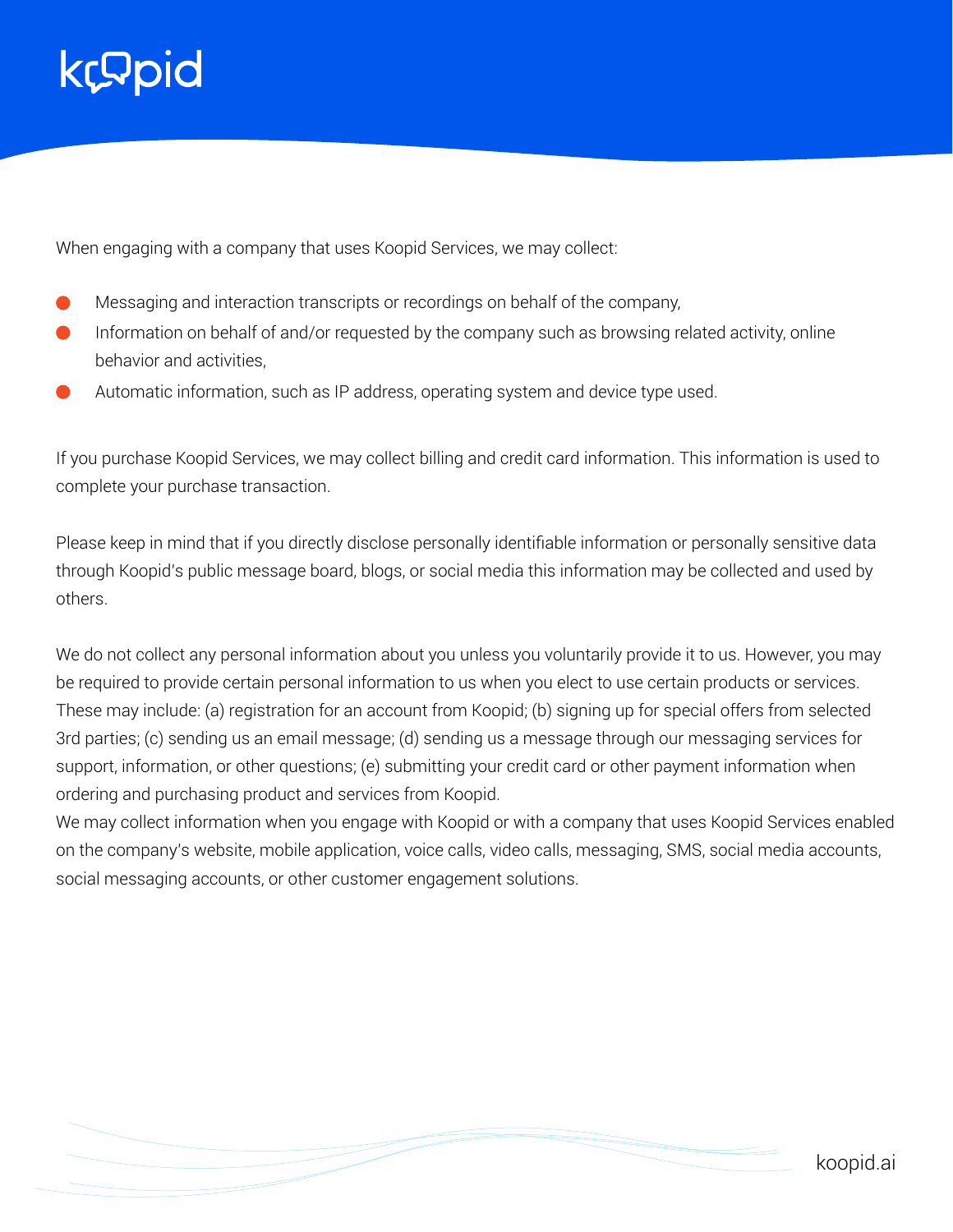When engaging with a company that uses Koopid Services, we may collect:

- Messaging and interaction transcripts or recordings on behalf of the company,
- Information on behalf of and/or requested by the company such as browsing related activity, online behavior and activities,
- Automatic information, such as IP address, operating system and device type used.

If you purchase Koopid Services, we may collect billing and credit card information. This information is used to complete your purchase transaction.

Please keep in mind that if you directly disclose personally identifiable information or personally sensitive data through Koopid's public message board, blogs, or social media this information may be collected and used by others.

We do not collect any personal information about you unless you voluntarily provide it to us. However, you may be required to provide certain personal information to us when you elect to use certain products or services. These may include: (a) registration for an account from Koopid; (b) signing up for special offers from selected 3rd parties; (c) sending us an email message; (d) sending us a message through our messaging services for support, information, or other questions; (e) submitting your credit card or other payment information when ordering and purchasing product and services from Koopid.
We may collect information when you engage with Koopid or with a company that uses Koopid Services enabled on the company's website, mobile application, voice calls, video calls, messaging, SMS, social media accounts, social messaging accounts, or other customer engagement solutions.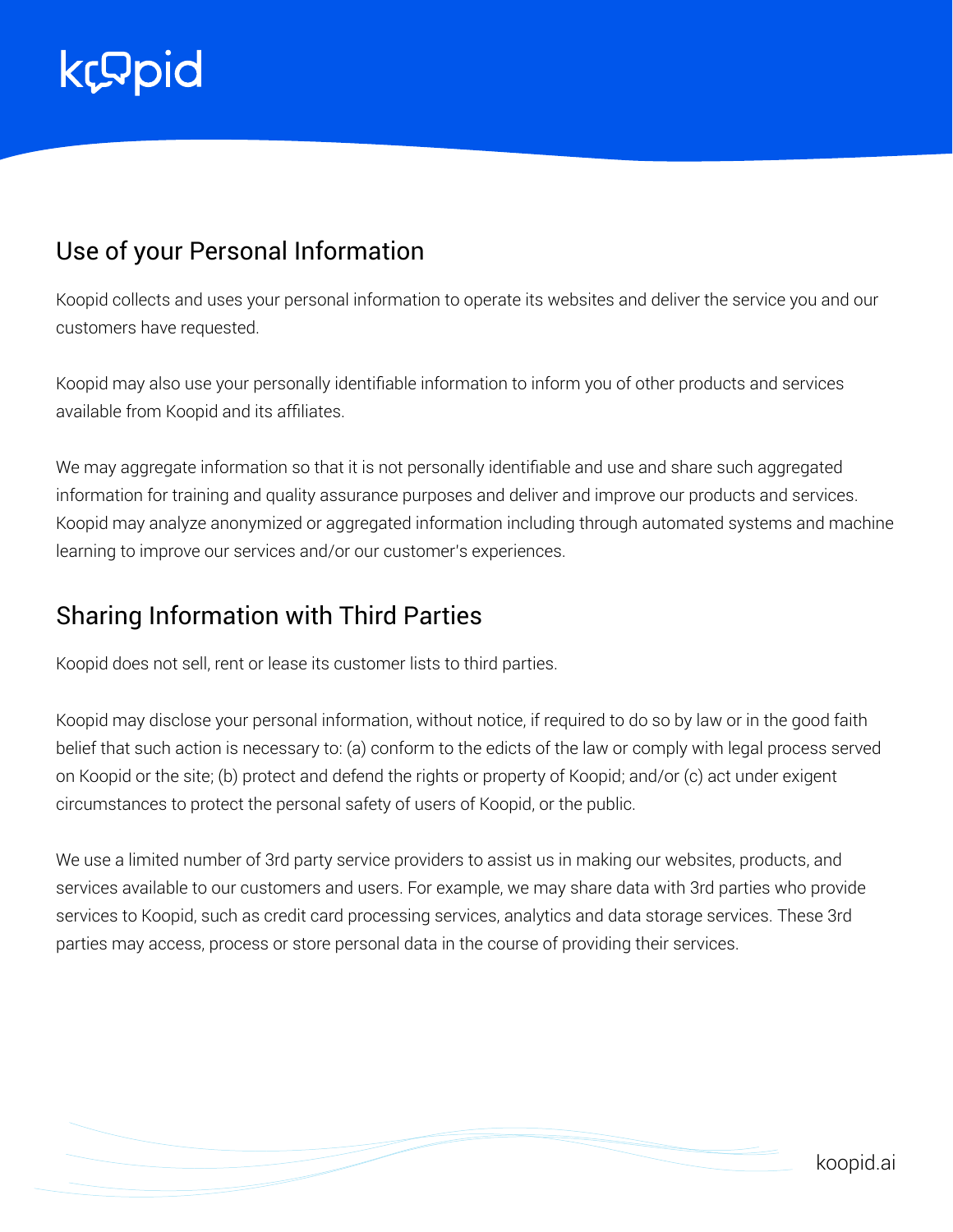## Use of your Personal Information

Koopid collects and uses your personal information to operate its websites and deliver the service you and our customers have requested.

Koopid may also use your personally identifiable information to inform you of other products and services available from Koopid and its affiliates.

We may aggregate information so that it is not personally identifiable and use and share such aggregated information for training and quality assurance purposes and deliver and improve our products and services. Koopid may analyze anonymized or aggregated information including through automated systems and machine learning to improve our services and/or our customer's experiences.

## Sharing Information with Third Parties

Koopid does not sell, rent or lease its customer lists to third parties.

Koopid may disclose your personal information, without notice, if required to do so by law or in the good faith belief that such action is necessary to: (a) conform to the edicts of the law or comply with legal process served on Koopid or the site; (b) protect and defend the rights or property of Koopid; and/or (c) act under exigent circumstances to protect the personal safety of users of Koopid, or the public.

We use a limited number of 3rd party service providers to assist us in making our websites, products, and services available to our customers and users. For example, we may share data with 3rd parties who provide services to Koopid, such as credit card processing services, analytics and data storage services. These 3rd parties may access, process or store personal data in the course of providing their services.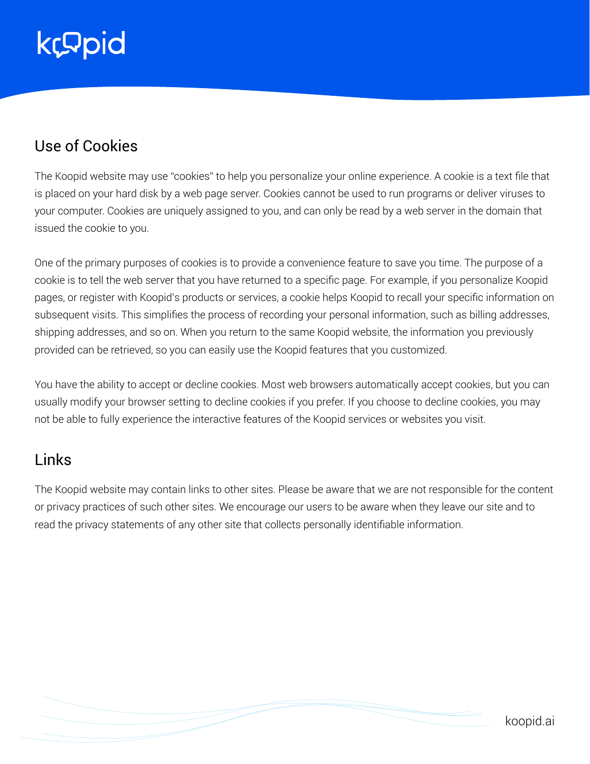## Use of Cookies

The Koopid website may use "cookies" to help you personalize your online experience. A cookie is a text file that is placed on your hard disk by a web page server. Cookies cannot be used to run programs or deliver viruses to your computer. Cookies are uniquely assigned to you, and can only be read by a web server in the domain that issued the cookie to you.

One of the primary purposes of cookies is to provide a convenience feature to save you time. The purpose of a cookie is to tell the web server that you have returned to a specific page. For example, if you personalize Koopid pages, or register with Koopid's products or services, a cookie helps Koopid to recall your specific information on subsequent visits. This simplifies the process of recording your personal information, such as billing addresses, shipping addresses, and so on. When you return to the same Koopid website, the information you previously provided can be retrieved, so you can easily use the Koopid features that you customized.

You have the ability to accept or decline cookies. Most web browsers automatically accept cookies, but you can usually modify your browser setting to decline cookies if you prefer. If you choose to decline cookies, you may not be able to fully experience the interactive features of the Koopid services or websites you visit.

## Links

The Koopid website may contain links to other sites. Please be aware that we are not responsible for the content or privacy practices of such other sites. We encourage our users to be aware when they leave our site and to read the privacy statements of any other site that collects personally identifiable information.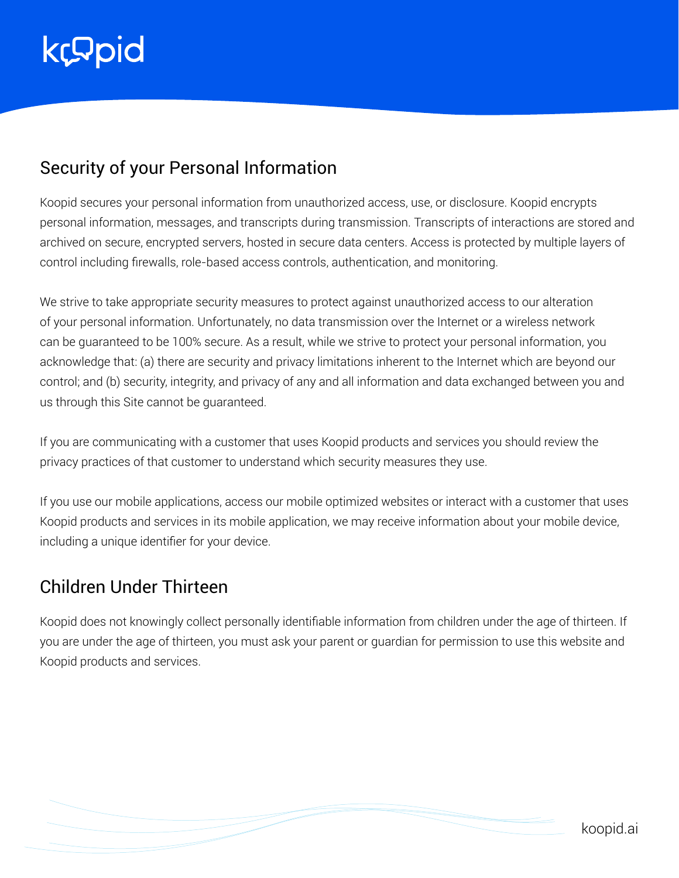## Security of your Personal Information

Koopid secures your personal information from unauthorized access, use, or disclosure. Koopid encrypts personal information, messages, and transcripts during transmission. Transcripts of interactions are stored and archived on secure, encrypted servers, hosted in secure data centers. Access is protected by multiple layers of control including firewalls, role-based access controls, authentication, and monitoring.

We strive to take appropriate security measures to protect against unauthorized access to our alteration of your personal information. Unfortunately, no data transmission over the Internet or a wireless network can be guaranteed to be 100% secure. As a result, while we strive to protect your personal information, you acknowledge that: (a) there are security and privacy limitations inherent to the Internet which are beyond our control; and (b) security, integrity, and privacy of any and all information and data exchanged between you and us through this Site cannot be guaranteed.

If you are communicating with a customer that uses Koopid products and services you should review the privacy practices of that customer to understand which security measures they use.

If you use our mobile applications, access our mobile optimized websites or interact with a customer that uses Koopid products and services in its mobile application, we may receive information about your mobile device, including a unique identifier for your device.

## Children Under Thirteen

Koopid does not knowingly collect personally identifiable information from children under the age of thirteen. If you are under the age of thirteen, you must ask your parent or guardian for permission to use this website and Koopid products and services.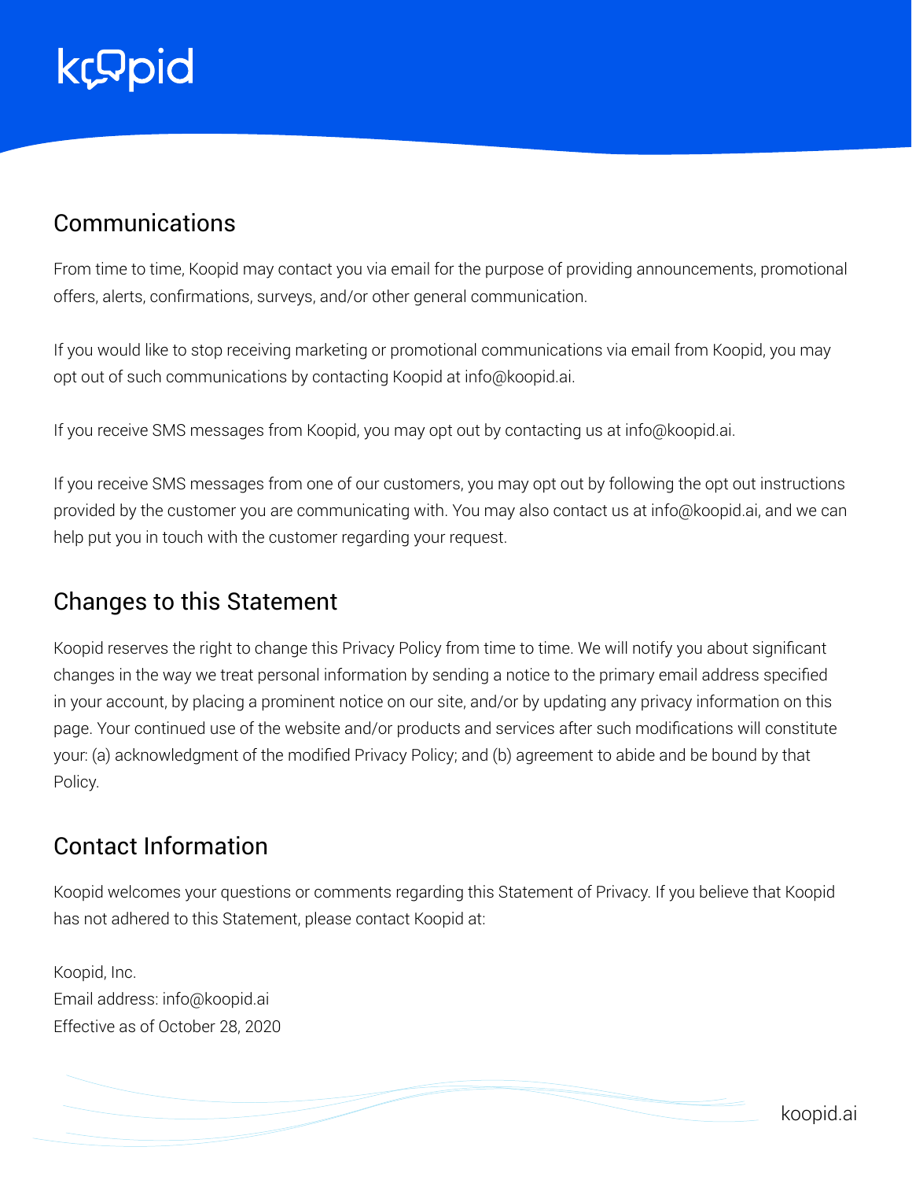## Communications

From time to time, Koopid may contact you via email for the purpose of providing announcements, promotional offers, alerts, confirmations, surveys, and/or other general communication.

If you would like to stop receiving marketing or promotional communications via email from Koopid, you may opt out of such communications by contacting Koopid at info@koopid.ai.

If you receive SMS messages from Koopid, you may opt out by contacting us at info@koopid.ai.

If you receive SMS messages from one of our customers, you may opt out by following the opt out instructions provided by the customer you are communicating with. You may also contact us at info@koopid.ai, and we can help put you in touch with the customer regarding your request.

## Changes to this Statement

Koopid reserves the right to change this Privacy Policy from time to time. We will notify you about significant changes in the way we treat personal information by sending a notice to the primary email address specified in your account, by placing a prominent notice on our site, and/or by updating any privacy information on this page. Your continued use of the website and/or products and services after such modifications will constitute your: (a) acknowledgment of the modified Privacy Policy; and (b) agreement to abide and be bound by that Policy.

## Contact Information

Koopid welcomes your questions or comments regarding this Statement of Privacy. If you believe that Koopid has not adhered to this Statement, please contact Koopid at:

Koopid, Inc.
Email address: info@koopid.ai
Effective as of October 28, 2020